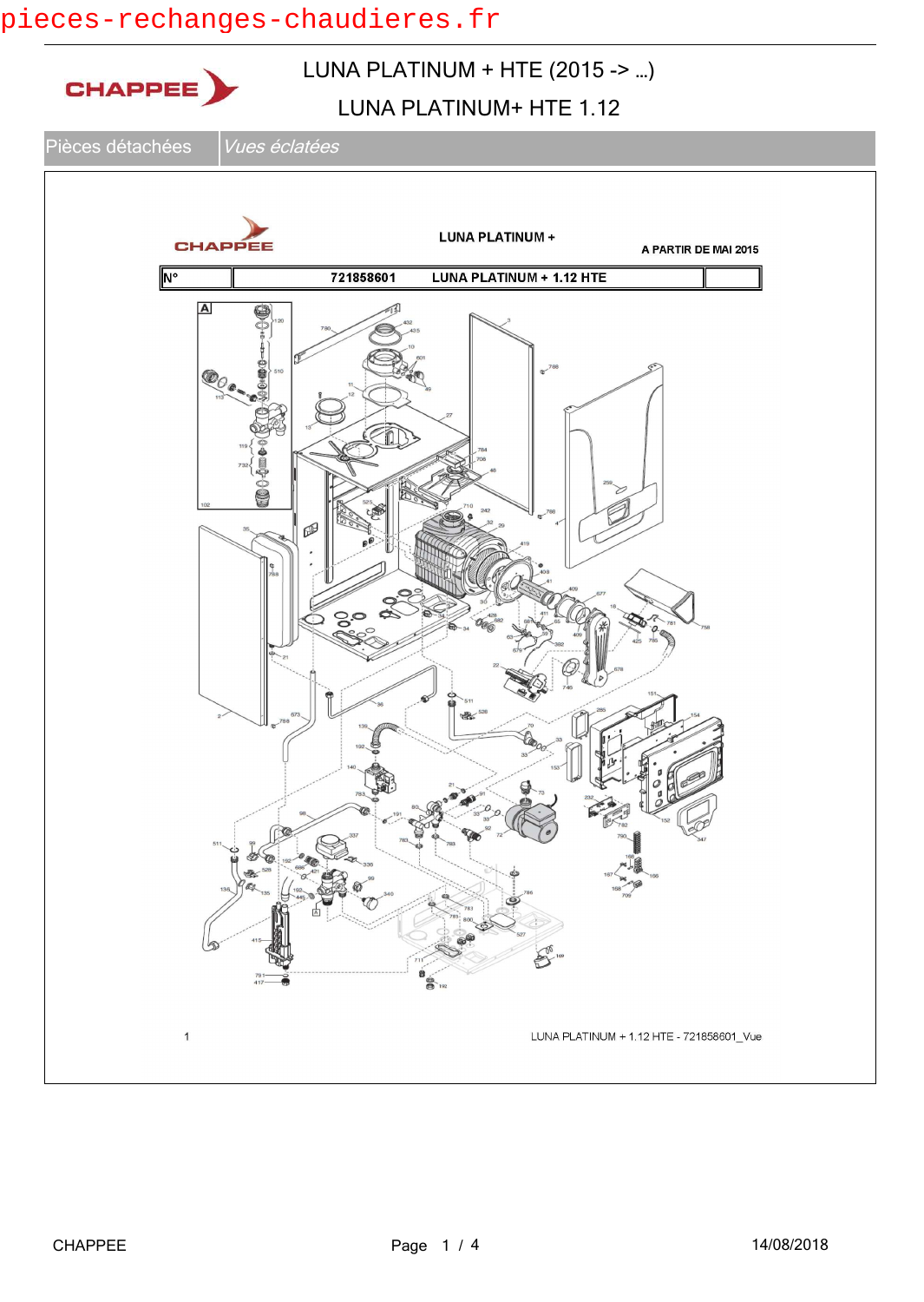pieces-rechanges-chaudieres.fr

CHAPPEE

# LUNA PLATINUM + HTE (2015 -> ...)

## LUNA PLATINUM+ HTE 1.12

| Pièces détachées | *Vues éclatées* |
|---|---|

CHAPPEE

LUNA PLATINUM +

A PARTIR DE MAI 2015

| N° | 721858601 LUNA PLATINUM + 1.12 HTE | |
|---|---|---|

1

LUNA PLATINUM + 1.12 HTE - 721858601_Vue

CHAPPEE

14/08/2018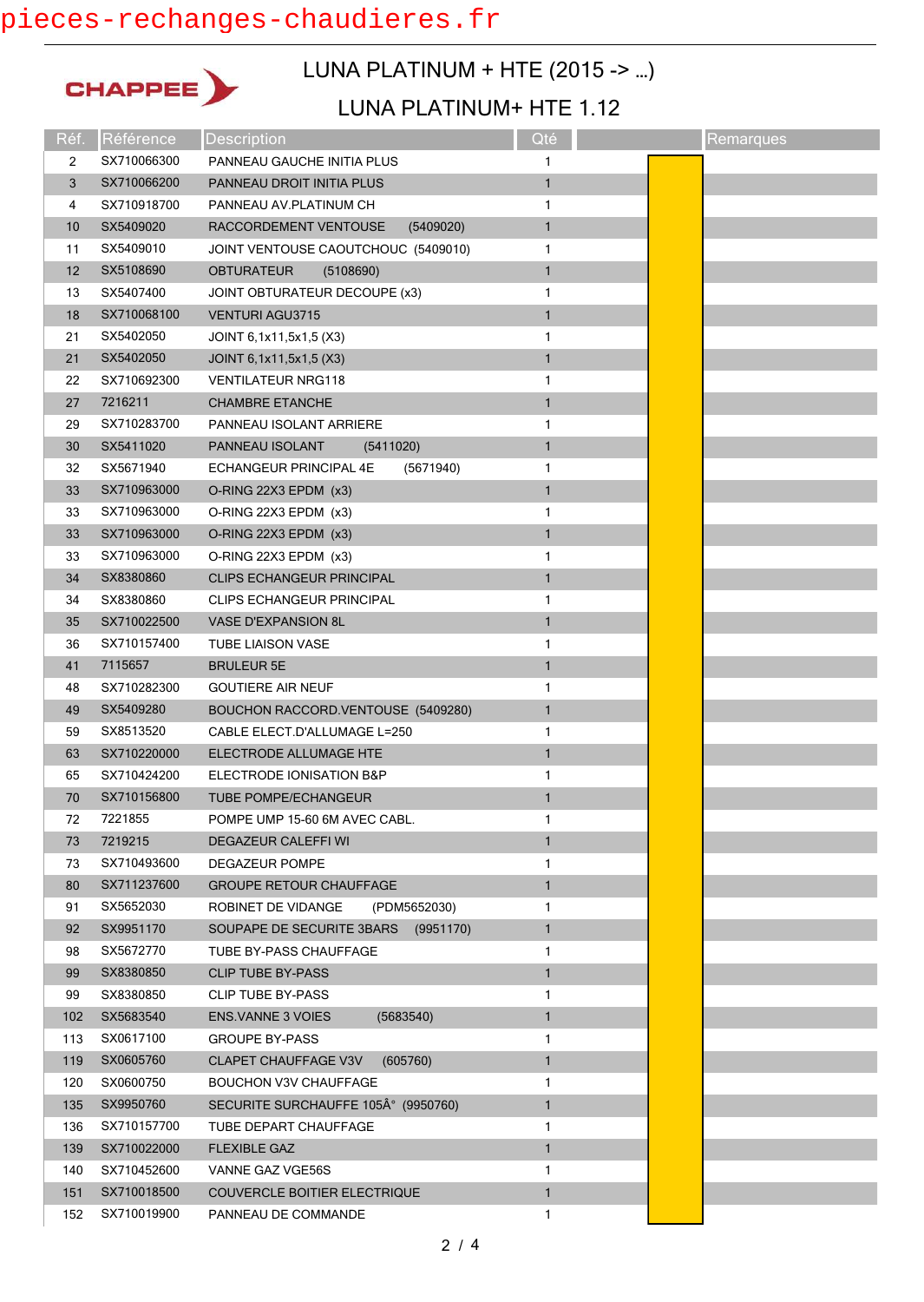pieces-rechanges-chaudieres.fr

CHAPPEE

# LUNA PLATINUM + HTE (2015 -> ...)

## LUNA PLATINUM+ HTE 1.12

| Réf. | Référence | Description | Qté | | Remarques |
|---|---|---|---|---|---|
| 2 | SX710066300 | PANNEAU GAUCHE INITIA PLUS | 1 | | |
| 3 | SX710066200 | PANNEAU DROIT INITIA PLUS | 1 | | |
| 4 | SX710918700 | PANNEAU AV.PLATINUM CH | 1 | | |
| 10 | SX5409020 | RACCORDEMENT VENTOUSE (5409020) | 1 | | |
| 11 | SX5409010 | JOINT VENTOUSE CAOUTCHOUC (5409010) | 1 | | |
| 12 | SX5108690 | OBTURATEUR (5108690) | 1 | | |
| 13 | SX5407400 | JOINT OBTURATEUR DECOUPE (x3) | 1 | | |
| 18 | SX710068100 | VENTURI AGU3715 | 1 | | |
| 21 | SX5402050 | JOINT 6,1x11,5x1,5 (X3) | 1 | | |
| 21 | SX5402050 | JOINT 6,1x11,5x1,5 (X3) | 1 | | |
| 22 | SX710692300 | VENTILATEUR NRG118 | 1 | | |
| 27 | 7216211 | CHAMBRE ETANCHE | 1 | | |
| 29 | SX710283700 | PANNEAU ISOLANT ARRIERE | 1 | | |
| 30 | SX5411020 | PANNEAU ISOLANT (5411020) | 1 | | |
| 32 | SX5671940 | ECHANGEUR PRINCIPAL 4E (5671940) | 1 | | |
| 33 | SX710963000 | O-RING 22X3 EPDM (x3) | 1 | | |
| 33 | SX710963000 | O-RING 22X3 EPDM (x3) | 1 | | |
| 33 | SX710963000 | O-RING 22X3 EPDM (x3) | 1 | | |
| 33 | SX710963000 | O-RING 22X3 EPDM (x3) | 1 | | |
| 34 | SX8380860 | CLIPS ECHANGEUR PRINCIPAL | 1 | | |
| 34 | SX8380860 | CLIPS ECHANGEUR PRINCIPAL | 1 | | |
| 35 | SX710022500 | VASE D'EXPANSION 8L | 1 | | |
| 36 | SX710157400 | TUBE LIAISON VASE | 1 | | |
| 41 | 7115657 | BRULEUR 5E | 1 | | |
| 48 | SX710282300 | GOUTIERE AIR NEUF | 1 | | |
| 49 | SX5409280 | BOUCHON RACCORD.VENTOUSE (5409280) | 1 | | |
| 59 | SX8513520 | CABLE ELECT.D'ALLUMAGE L=250 | 1 | | |
| 63 | SX710220000 | ELECTRODE ALLUMAGE HTE | 1 | | |
| 65 | SX710424200 | ELECTRODE IONISATION B&P | 1 | | |
| 70 | SX710156800 | TUBE POMPE/ECHANGEUR | 1 | | |
| 72 | 7221855 | POMPE UMP 15-60 6M AVEC CABL. | 1 | | |
| 73 | 7219215 | DEGAZEUR CALEFFI WI | 1 | | |
| 73 | SX710493600 | DEGAZEUR POMPE | 1 | | |
| 80 | SX711237600 | GROUPE RETOUR CHAUFFAGE | 1 | | |
| 91 | SX5652030 | ROBINET DE VIDANGE (PDM5652030) | 1 | | |
| 92 | SX9951170 | SOUPAPE DE SECURITE 3BARS (9951170) | 1 | | |
| 98 | SX5672770 | TUBE BY-PASS CHAUFFAGE | 1 | | |
| 99 | SX8380850 | CLIP TUBE BY-PASS | 1 | | |
| 99 | SX8380850 | CLIP TUBE BY-PASS | 1 | | |
| 102 | SX5683540 | ENS.VANNE 3 VOIES (5683540) | 1 | | |
| 113 | SX0617100 | GROUPE BY-PASS | 1 | | |
| 119 | SX0605760 | CLAPET CHAUFFAGE V3V (605760) | 1 | | |
| 120 | SX0600750 | BOUCHON V3V CHAUFFAGE | 1 | | |
| 135 | SX9950760 | SECURITE SURCHAUFFE 105Â° (9950760) | 1 | | |
| 136 | SX710157700 | TUBE DEPART CHAUFFAGE | 1 | | |
| 139 | SX710022000 | FLEXIBLE GAZ | 1 | | |
| 140 | SX710452600 | VANNE GAZ VGE56S | 1 | | |
| 151 | SX710018500 | COUVERCLE BOITIER ELECTRIQUE | 1 | | |
| 152 | SX710019900 | PANNEAU DE COMMANDE | 1 | | |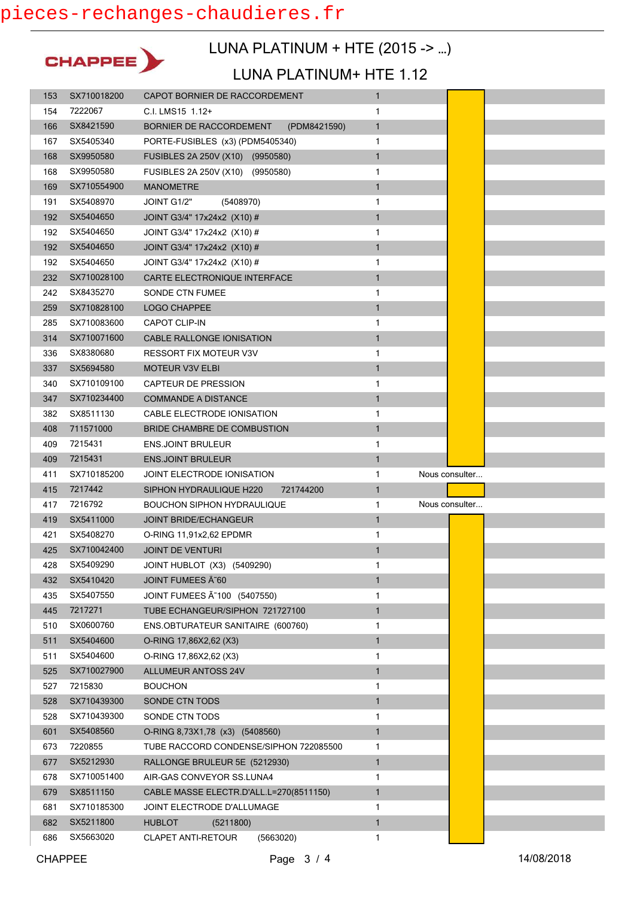CHAPPEE

# LUNA PLATINUM + HTE (2015 -> ...)

## LUNA PLATINUM+ HTE 1.12

| | | | | |
|---|---|---|---|---|
| 153 | SX710018200 | CAPOT BORNIER DE RACCORDEMENT | 1 | |
| 154 | 7222067 | C.I. LMS15 1.12+ | 1 | |
| 166 | SX8421590 | BORNIER DE RACCORDEMENT (PDM8421590) | 1 | |
| 167 | SX5405340 | PORTE-FUSIBLES (x3) (PDM5405340) | 1 | |
| 168 | SX9950580 | FUSIBLES 2A 250V (X10) (9950580) | 1 | |
| 168 | SX9950580 | FUSIBLES 2A 250V (X10) (9950580) | 1 | |
| 169 | SX710554900 | MANOMETRE | 1 | |
| 191 | SX5408970 | JOINT G1/2" (5408970) | 1 | |
| 192 | SX5404650 | JOINT G3/4" 17x24x2 (X10) # | 1 | |
| 192 | SX5404650 | JOINT G3/4" 17x24x2 (X10) # | 1 | |
| 192 | SX5404650 | JOINT G3/4" 17x24x2 (X10) # | 1 | |
| 192 | SX5404650 | JOINT G3/4" 17x24x2 (X10) # | 1 | |
| 232 | SX710028100 | CARTE ELECTRONIQUE INTERFACE | 1 | |
| 242 | SX8435270 | SONDE CTN FUMEE | 1 | |
| 259 | SX710828100 | LOGO CHAPPEE | 1 | |
| 285 | SX710083600 | CAPOT CLIP-IN | 1 | |
| 314 | SX710071600 | CABLE RALLONGE IONISATION | 1 | |
| 336 | SX8380680 | RESSORT FIX MOTEUR V3V | 1 | |
| 337 | SX5694580 | MOTEUR V3V ELBI | 1 | |
| 340 | SX710109100 | CAPTEUR DE PRESSION | 1 | |
| 347 | SX710234400 | COMMANDE A DISTANCE | 1 | |
| 382 | SX8511130 | CABLE ELECTRODE IONISATION | 1 | |
| 408 | 711571000 | BRIDE CHAMBRE DE COMBUSTION | 1 | |
| 409 | 7215431 | ENS.JOINT BRULEUR | 1 | |
| 409 | 7215431 | ENS.JOINT BRULEUR | 1 | |
| 411 | SX710185200 | JOINT ELECTRODE IONISATION | 1 | Nous consulter... |
| 415 | 7217442 | SIPHON HYDRAULIQUE H220 721744200 | 1 | |
| 417 | 7216792 | BOUCHON SIPHON HYDRAULIQUE | 1 | Nous consulter... |
| 419 | SX5411000 | JOINT BRIDE/ECHANGEUR | 1 | |
| 421 | SX5408270 | O-RING 11,91x2,62 EPDMR | 1 | |
| 425 | SX710042400 | JOINT DE VENTURI | 1 | |
| 428 | SX5409290 | JOINT HUBLOT (X3) (5409290) | 1 | |
| 432 | SX5410420 | JOINT FUMEES Ã˜60 | 1 | |
| 435 | SX5407550 | JOINT FUMEES Ã˜100 (5407550) | 1 | |
| 445 | 7217271 | TUBE ECHANGEUR/SIPHON 721727100 | 1 | |
| 510 | SX0600760 | ENS.OBTURATEUR SANITAIRE (600760) | 1 | |
| 511 | SX5404600 | O-RING 17,86X2,62 (X3) | 1 | |
| 511 | SX5404600 | O-RING 17,86X2,62 (X3) | 1 | |
| 525 | SX710027900 | ALLUMEUR ANTOSS 24V | 1 | |
| 527 | 7215830 | BOUCHON | 1 | |
| 528 | SX710439300 | SONDE CTN TODS | 1 | |
| 528 | SX710439300 | SONDE CTN TODS | 1 | |
| 601 | SX5408560 | O-RING 8,73X1,78 (x3) (5408560) | 1 | |
| 673 | 7220855 | TUBE RACCORD CONDENSE/SIPHON 722085500 | 1 | |
| 677 | SX5212930 | RALLONGE BRULEUR 5E (5212930) | 1 | |
| 678 | SX710051400 | AIR-GAS CONVEYOR SS.LUNA4 | 1 | |
| 679 | SX8511150 | CABLE MASSE ELECTR.D'ALL.L=270(8511150) | 1 | |
| 681 | SX710185300 | JOINT ELECTRODE D'ALLUMAGE | 1 | |
| 682 | SX5211800 | HUBLOT (5211800) | 1 | |
| 686 | SX5663020 | CLAPET ANTI-RETOUR (5663020) | 1 | |

CHAPPEE 14/08/2018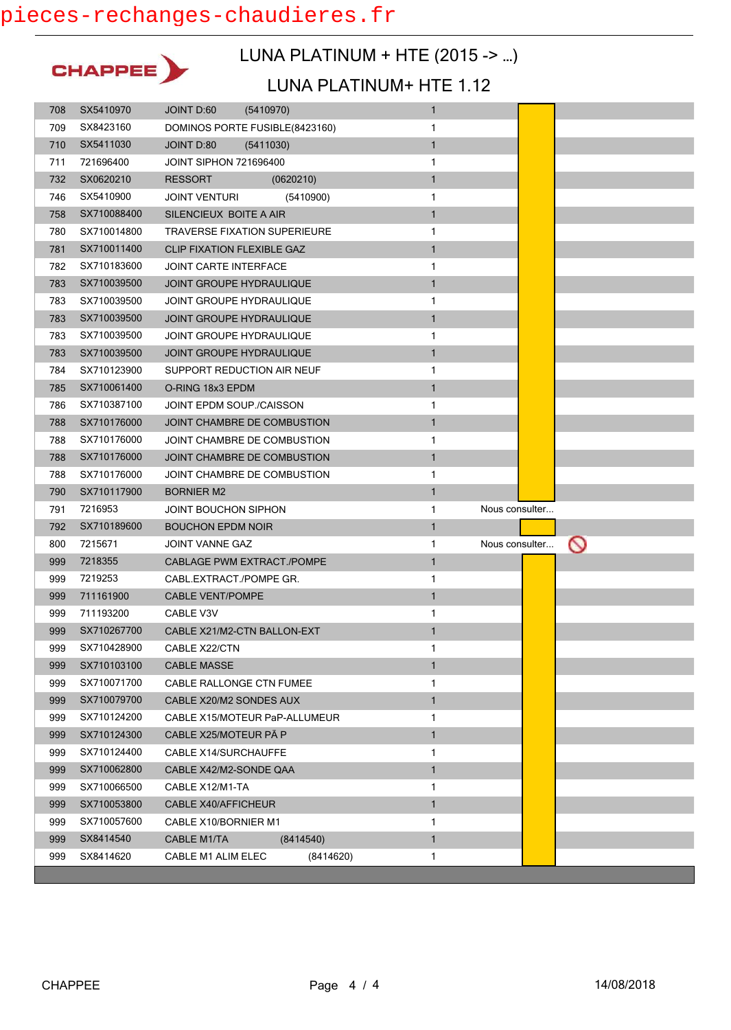# LUNA PLATINUM + HTE (2015 -> ...)

## LUNA PLATINUM+ HTE 1.12

| | | | | |
|---|---|---|---|---|
| 708 | SX5410970 | JOINT D:60 (5410970) | 1 | |
| 709 | SX8423160 | DOMINOS PORTE FUSIBLE(8423160) | 1 | |
| 710 | SX5411030 | JOINT D:80 (5411030) | 1 | |
| 711 | 721696400 | JOINT SIPHON 721696400 | 1 | |
| 732 | SX0620210 | RESSORT (0620210) | 1 | |
| 746 | SX5410900 | JOINT VENTURI (5410900) | 1 | |
| 758 | SX710088400 | SILENCIEUX BOITE A AIR | 1 | |
| 780 | SX710014800 | TRAVERSE FIXATION SUPERIEURE | 1 | |
| 781 | SX710011400 | CLIP FIXATION FLEXIBLE GAZ | 1 | |
| 782 | SX710183600 | JOINT CARTE INTERFACE | 1 | |
| 783 | SX710039500 | JOINT GROUPE HYDRAULIQUE | 1 | |
| 783 | SX710039500 | JOINT GROUPE HYDRAULIQUE | 1 | |
| 783 | SX710039500 | JOINT GROUPE HYDRAULIQUE | 1 | |
| 783 | SX710039500 | JOINT GROUPE HYDRAULIQUE | 1 | |
| 783 | SX710039500 | JOINT GROUPE HYDRAULIQUE | 1 | |
| 784 | SX710123900 | SUPPORT REDUCTION AIR NEUF | 1 | |
| 785 | SX710061400 | O-RING 18x3 EPDM | 1 | |
| 786 | SX710387100 | JOINT EPDM SOUP./CAISSON | 1 | |
| 788 | SX710176000 | JOINT CHAMBRE DE COMBUSTION | 1 | |
| 788 | SX710176000 | JOINT CHAMBRE DE COMBUSTION | 1 | |
| 788 | SX710176000 | JOINT CHAMBRE DE COMBUSTION | 1 | |
| 788 | SX710176000 | JOINT CHAMBRE DE COMBUSTION | 1 | |
| 790 | SX710117900 | BORNIER M2 | 1 | |
| 791 | 7216953 | JOINT BOUCHON SIPHON | 1 | Nous consulter... |
| 792 | SX710189600 | BOUCHON EPDM NOIR | 1 | |
| 800 | 7215671 | JOINT VANNE GAZ | 1 | Nous consulter... |
| 999 | 7218355 | CABLAGE PWM EXTRACT./POMPE | 1 | |
| 999 | 7219253 | CABL.EXTRACT./POMPE GR. | 1 | |
| 999 | 711161900 | CABLE VENT/POMPE | 1 | |
| 999 | 711193200 | CABLE V3V | 1 | |
| 999 | SX710267700 | CABLE X21/M2-CTN BALLON-EXT | 1 | |
| 999 | SX710428900 | CABLE X22/CTN | 1 | |
| 999 | SX710103100 | CABLE MASSE | 1 | |
| 999 | SX710071700 | CABLE RALLONGE CTN FUMEE | 1 | |
| 999 | SX710079700 | CABLE X20/M2 SONDES AUX | 1 | |
| 999 | SX710124200 | CABLE X15/MOTEUR PaP-ALLUMEUR | 1 | |
| 999 | SX710124300 | CABLE X25/MOTEUR PÃ P | 1 | |
| 999 | SX710124400 | CABLE X14/SURCHAUFFE | 1 | |
| 999 | SX710062800 | CABLE X42/M2-SONDE QAA | 1 | |
| 999 | SX710066500 | CABLE X12/M1-TA | 1 | |
| 999 | SX710053800 | CABLE X40/AFFICHEUR | 1 | |
| 999 | SX710057600 | CABLE X10/BORNIER M1 | 1 | |
| 999 | SX8414540 | CABLE M1/TA (8414540) | 1 | |
| 999 | SX8414620 | CABLE M1 ALIM ELEC (8414620) | 1 | |

CHAPPEE 14/08/2018